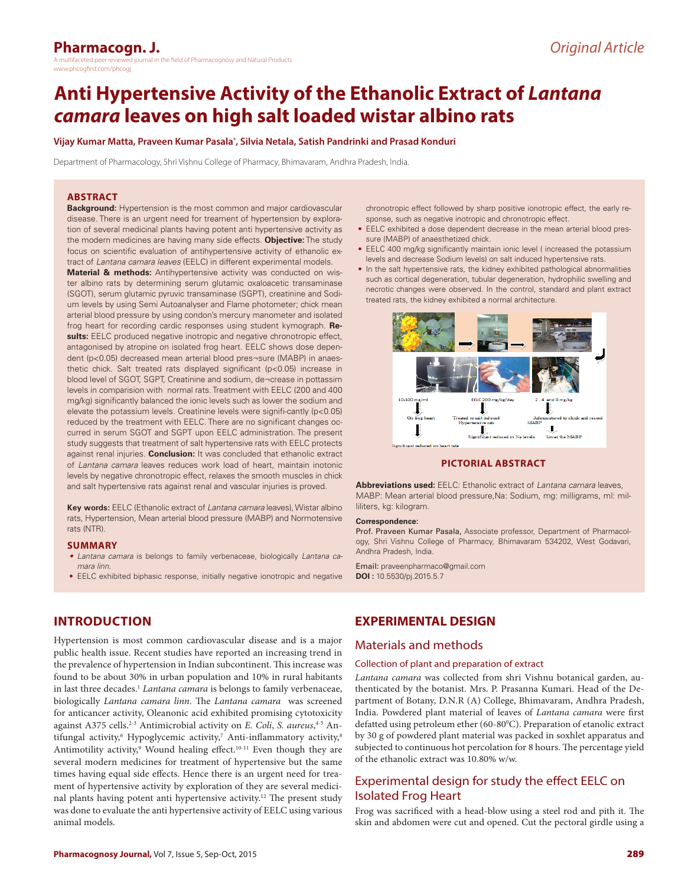Original Article

# Anti Hypertensive Activity of the Ethanolic Extract of *Lantana camara* leaves on high salt loaded wistar albino rats

**Vijay Kumar Matta, Praveen Kumar Pasala*, Silvia Netala, Satish Pandrinki and Prasad Konduri**

Department of Pharmacology, Shri Vishnu College of Pharmacy, Bhimavaram, Andhra Pradesh, India.

## ABSTRACT

**Background:** Hypertension is the most common and major cardiovascular disease. There is an urgent need for treament of hypertension by exploration of several medicinal plants having potent anti hypertensive activity as the modern medicines are having many side effects. **Objective:** The study focus on scientific evaluation of antihypertensive activity of ethanolic extract of *Lantana camara leaves* (EELC) in different experimental models. **Material & methods:** Antihypertensive activity was conducted on wister albino rats by determining serum glutamic oxaloacetic transaminase (SGOT), serum glutamic pyruvic transaminase (SGPT), creatinine and Sodium levels by using Semi Autoanalyser and Flame photometer; chick mean arterial blood pressure by using condon's mercury manometer and isolated frog heart for recording cardic responses using student kymograph. **Results:** EELC produced negative inotropic and negative chronotropic effect, antagonised by atropine on isolated frog heart. EELC shows dose dependent (p<0.05) decreased mean arterial blood pres¬sure (MABP) in anaesthetic chick. Salt treated rats displayed significant (p<0.05) increase in blood level of SGOT, SGPT, Creatinine and sodium, de¬crease in pottassim levels in comparision with normal rats. Treatment with EELC (200 and 400 mg/kg) significantly balanced the ionic levels such as lower the sodium and elevate the potassium levels. Creatinine levels were signifi-cantly (p<0.05) reduced by the treatment with EELC. There are no significant changes occurred in serum SGOT and SGPT upon EELC administration. The present study suggests that treatment of salt hypertensive rats with EELC protects against renal injuries. **Conclusion:** It was concluded that ethanolic extract of *Lantana camara* leaves reduces work load of heart, maintain inotonic levels by negative chronotropic effect, relaxes the smooth muscles in chick and salt hypertensive rats against renal and vascular injuries is proved.

**Key words:** EELC (Ethanolic extract of *Lantana camara* leaves), Wistar albino rats, Hypertension, Mean arterial blood pressure (MABP) and Normotensive rats (NTR).

## SUMMARY

- *Lantana camara* is belongs to family verbenaceae, biologically *Lantana camara linn*.
- EELC exhibited biphasic response, initially negative ionotropic and negative chronotropic effect followed by sharp positive ionotropic effect, the early response, such as negative inotropic and chronotropic effect.
- EELC exhibited a dose dependent decrease in the mean arterial blood pressure (MABP) of anaesthetized chick.
- EELC 400 mg/kg significantly maintain ionic level ( increased the potassium levels and decrease Sodium levels) on salt induced hypertensive rats.
- In the salt hypertensive rats, the kidney exhibited pathological abnormalities such as cortical degeneration, tubular degeneration, hydrophilic swelling and necrotic changes were observed. In the control, standard and plant extract treated rats, the kidney exhibited a normal architecture.

**PICTORIAL ABSTRACT**

**Abbreviations used:** EELC: Ethanolic extract of *Lantana camara* leaves, MABP: Mean arterial blood pressure, Na: Sodium, mg: milligrams, ml: milliliters, kg: kilogram.

**Correspondence:**

**Prof. Praveen Kumar Pasala,** Associate professor, Department of Pharmacology, Shri Vishnu College of Pharmacy, Bhimavaram 534202, West Godavari, Andhra Pradesh, India.

**Email:** praveenpharmaco@gmail.com

**DOI :** 10.5530/pj.2015.5.7

## INTRODUCTION

Hypertension is most common cardiovascular disease and is a major public health issue. Recent studies have reported an increasing trend in the prevalence of hypertension in Indian subcontinent. This increase was found to be about 30% in urban population and 10% in rural habitants in last three decades.[1] *Lantana camara* is belongs to family verbenaceae, biologically *Lantana camara linn*. The *Lantana camara* was screened for anticancer activity, Oleanonic acid exhibited promising cytotoxicity against A375 cells.[2-3] Antimicrobial activity on *E. Coli*, *S. aureus*,[4-5] Antifungal activity,[6] Hypoglycemic activity,[7] Anti-inflammatory activity,[8] Antimotility activity,[9] Wound healing effect.[10-11] Even though they are several modern medicines for treatment of hypertensive but the same times having equal side effects. Hence there is an urgent need for treament of hypertensive activity by exploration of they are several medicinal plants having potent anti hypertensive activity.[12] The present study was done to evaluate the anti hypertensive activity of EELC using various animal models.

## EXPERIMENTAL DESIGN

### Materials and methods

#### Collection of plant and preparation of extract

*Lantana camara* was collected from shri Vishnu botanical garden, authenticated by the botanist. Mrs. P. Prasanna Kumari. Head of the Department of Botany, D.N.R (A) College, Bhimavaram, Andhra Pradesh, India. Powdered plant material of leaves of *Lantana camara* were first defatted using petroleum ether (60-80$^0$C). Preparation of etanolic extract by 30 g of powdered plant material was packed in soxhlet apparatus and subjected to continuous hot percolation for 8 hours. The percentage yield of the ethanolic extract was 10.80% w/w.

### Experimental design for study the effect EELC on Isolated Frog Heart

Frog was sacrificed with a head-blow using a steel rod and pith it. The skin and abdomen were cut and opened. Cut the pectoral girdle using a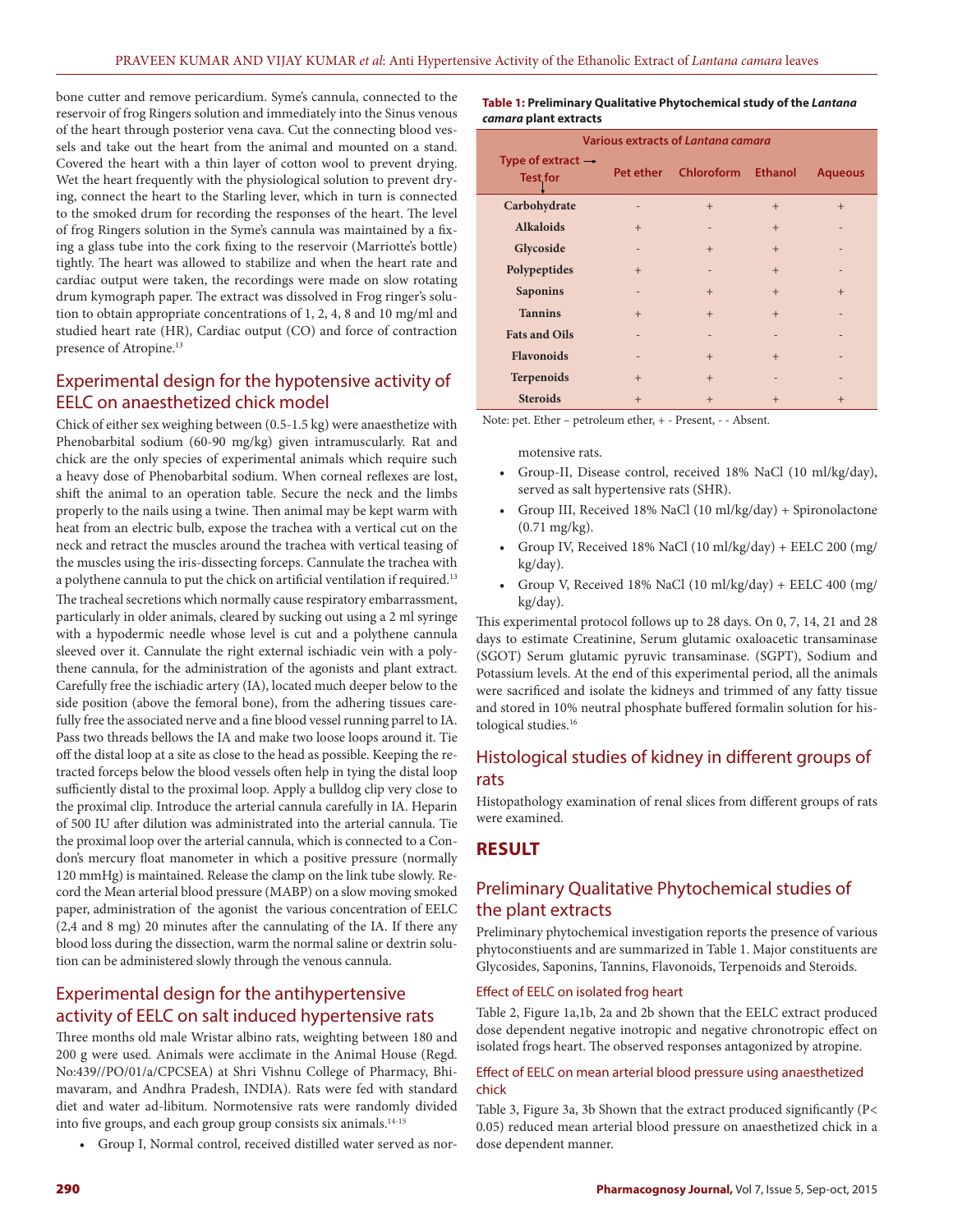bone cutter and remove pericardium. Syme's cannula, connected to the reservoir of frog Ringers solution and immediately into the Sinus venous of the heart through posterior vena cava. Cut the connecting blood vessels and take out the heart from the animal and mounted on a stand. Covered the heart with a thin layer of cotton wool to prevent drying. Wet the heart frequently with the physiological solution to prevent drying, connect the heart to the Starling lever, which in turn is connected to the smoked drum for recording the responses of the heart. The level of frog Ringers solution in the Syme's cannula was maintained by a fixing a glass tube into the cork fixing to the reservoir (Marriotte's bottle) tightly. The heart was allowed to stabilize and when the heart rate and cardiac output were taken, the recordings were made on slow rotating drum kymograph paper. The extract was dissolved in Frog ringer's solution to obtain appropriate concentrations of 1, 2, 4, 8 and 10 mg/ml and studied heart rate (HR), Cardiac output (CO) and force of contraction presence of Atropine.[13]

## Experimental design for the hypotensive activity of EELC on anaesthetized chick model

Chick of either sex weighing between (0.5-1.5 kg) were anaesthetize with Phenobarbital sodium (60-90 mg/kg) given intramuscularly. Rat and chick are the only species of experimental animals which require such a heavy dose of Phenobarbital sodium. When corneal reflexes are lost, shift the animal to an operation table. Secure the neck and the limbs properly to the nails using a twine. Then animal may be kept warm with heat from an electric bulb, expose the trachea with a vertical cut on the neck and retract the muscles around the trachea with vertical teasing of the muscles using the iris-dissecting forceps. Cannulate the trachea with a polythene cannula to put the chick on artificial ventilation if required.[13]

The tracheal secretions which normally cause respiratory embarrassment, particularly in older animals, cleared by sucking out using a 2 ml syringe with a hypodermic needle whose level is cut and a polythene cannula sleeved over it. Cannulate the right external ischiadic vein with a polythene cannula, for the administration of the agonists and plant extract. Carefully free the ischiadic artery (IA), located much deeper below to the side position (above the femoral bone), from the adhering tissues carefully free the associated nerve and a fine blood vessel running parrel to IA. Pass two threads bellows the IA and make two loose loops around it. Tie off the distal loop at a site as close to the head as possible. Keeping the retracted forceps below the blood vessels often help in tying the distal loop sufficiently distal to the proximal loop. Apply a bulldog clip very close to the proximal clip. Introduce the arterial cannula carefully in IA. Heparin of 500 IU after dilution was administrated into the arterial cannula. Tie the proximal loop over the arterial cannula, which is connected to a Condon's mercury float manometer in which a positive pressure (normally 120 mmHg) is maintained. Release the clamp on the link tube slowly. Record the Mean arterial blood pressure (MABP) on a slow moving smoked paper, administration of the agonist the various concentration of EELC (2,4 and 8 mg) 20 minutes after the cannulating of the IA. If there any blood loss during the dissection, warm the normal saline or dextrin solution can be administered slowly through the venous cannula.

## Experimental design for the antihypertensive activity of EELC on salt induced hypertensive rats

Three months old male Wristar albino rats, weighting between 180 and 200 g were used. Animals were acclimate in the Animal House (Regd. No:439//PO/01/a/CPCSEA) at Shri Vishnu College of Pharmacy, Bhimavaram, and Andhra Pradesh, INDIA). Rats were fed with standard diet and water ad-libitum. Normotensive rats were randomly divided into five groups, and each group group consists six animals.[14-15]

- Group I, Normal control, received distilled water served as normotensive rats.
- Group-II, Disease control, received 18% NaCl (10 ml/kg/day), served as salt hypertensive rats (SHR).
- Group III, Received 18% NaCl (10 ml/kg/day) + Spironolactone (0.71 mg/kg).
- Group IV, Received 18% NaCl (10 ml/kg/day) + EELC 200 (mg/kg/day).
- Group V, Received 18% NaCl (10 ml/kg/day) + EELC 400 (mg/kg/day).

This experimental protocol follows up to 28 days. On 0, 7, 14, 21 and 28 days to estimate Creatinine, Serum glutamic oxaloacetic transaminase (SGOT) Serum glutamic pyruvic transaminase. (SGPT), Sodium and Potassium levels. At the end of this experimental period, all the animals were sacrificed and isolate the kidneys and trimmed of any fatty tissue and stored in 10% neutral phosphate buffered formalin solution for histological studies.[16]

**Table 1: Preliminary Qualitative Phytochemical study of the *Lantana camara* plant extracts**

| Various extracts of *Lantana camara* | | | | |
|---|---|---|---|---|
| Type of extract → Test for ↓ | Pet ether | Chloroform | Ethanol | Aqueous |
| Carbohydrate | - | + | + | + |
| Alkaloids | + | - | + | - |
| Glycoside | - | + | + | - |
| Polypeptides | + | - | + | - |
| Saponins | - | + | + | + |
| Tannins | + | + | + | - |
| Fats and Oils | - | - | - | - |
| Flavonoids | - | + | + | - |
| Terpenoids | + | + | - | - |
| Steroids | + | + | + | + |

Note: pet. Ether – petroleum ether, + - Present, - - Absent.

## Histological studies of kidney in different groups of rats

Histopathology examination of renal slices from different groups of rats were examined.

# RESULT

## Preliminary Qualitative Phytochemical studies of the plant extracts

Preliminary phytochemical investigation reports the presence of various phytoconstiuents and are summarized in Table 1. Major constituents are Glycosides, Saponins, Tannins, Flavonoids, Terpenoids and Steroids.

### Effect of EELC on isolated frog heart

Table 2, Figure 1a,1b, 2a and 2b shown that the EELC extract produced dose dependent negative inotropic and negative chronotropic effect on isolated frogs heart. The observed responses antagonized by atropine.

### Effect of EELC on mean arterial blood pressure using anaesthetized chick

Table 3, Figure 3a, 3b Shown that the extract produced significantly ($P < 0.05$) reduced mean arterial blood pressure on anaesthetized chick in a dose dependent manner.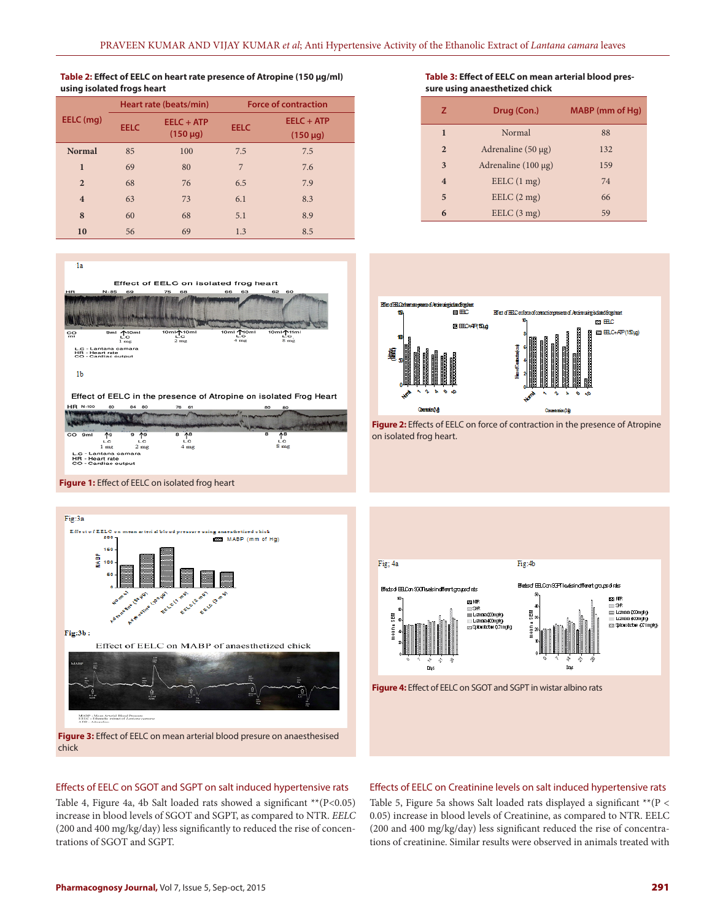**Table 2:** Effect of EELC on heart rate presence of Atropine (150 µg/ml) using isolated frogs heart

| EELC (mg) | Heart rate (beats/min) | | Force of contraction | |
|---|---|---|---|---|
| | EELC | EELC + ATP (150 µg) | EELC | EELC + ATP (150 µg) |
| **Normal** | 85 | 100 | 7.5 | 7.5 |
| **1** | 69 | 80 | 7 | 7.6 |
| **2** | 68 | 76 | 6.5 | 7.9 |
| **4** | 63 | 73 | 6.1 | 8.3 |
| **8** | 60 | 68 | 5.1 | 8.9 |
| **10** | 56 | 69 | 1.3 | 8.5 |

**Table 3:** Effect of EELC on mean arterial blood pressure using anaesthetized chick

| Z | Drug (Con.) | MABP (mm of Hg) |
|---|---|---|
| 1 | Normal | 88 |
| 2 | Adrenaline (50 µg) | 132 |
| 3 | Adrenaline (100 µg) | 159 |
| 4 | EELC (1 mg) | 74 |
| 5 | EELC (2 mg) | 66 |
| 6 | EELC (3 mg) | 59 |

**Figure 1:** Effect of EELC on isolated frog heart

**Figure 2:** Effects of EELC on force of contraction in the presence of Atropine on isolated frog heart.

**Figure 3:** Effect of EELC on mean arterial blood presure on anaesthesised chick

**Figure 4:** Effect of EELC on SGOT and SGPT in wistar albino rats

### Effects of EELC on SGOT and SGPT on salt induced hypertensive rats

Table 4, Figure 4a, 4b Salt loaded rats showed a significant **(P<0.05) increase in blood levels of SGOT and SGPT, as compared to NTR. *EELC* (200 and 400 mg/kg/day) less significantly to reduced the rise of concentrations of SGOT and SGPT.

### Effects of EELC on Creatinine levels on salt induced hypertensive rats

Table 5, Figure 5a shows Salt loaded rats displayed a significant **(P < 0.05) increase in blood levels of Creatinine, as compared to NTR. EELC (200 and 400 mg/kg/day) less significant reduced the rise of concentrations of creatinine. Similar results were observed in animals treated with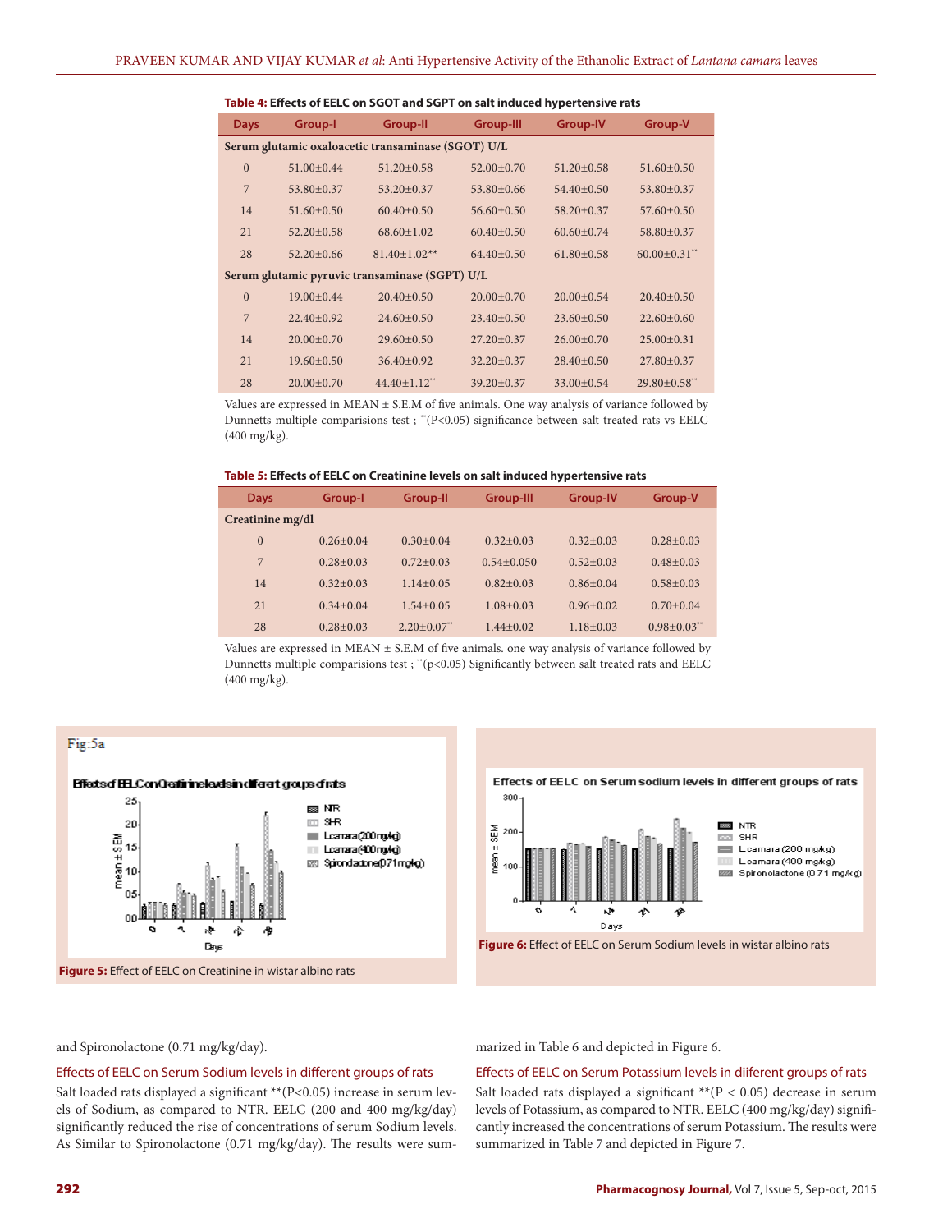**Table 4: Effects of EELC on SGOT and SGPT on salt induced hypertensive rats**

| Days | Group-I | Group-II | Group-III | Group-IV | Group-V |
|---|---|---|---|---|---|
| **Serum glutamic oxaloacetic transaminase (SGOT) U/L** | | | | | |
| 0 | 51.00±0.44 | 51.20±0.58 | 52.00±0.70 | 51.20±0.58 | 51.60±0.50 |
| 7 | 53.80±0.37 | 53.20±0.37 | 53.80±0.66 | 54.40±0.50 | 53.80±0.37 |
| 14 | 51.60±0.50 | 60.40±0.50 | 56.60±0.50 | 58.20±0.37 | 57.60±0.50 |
| 21 | 52.20±0.58 | 68.60±1.02 | 60.40±0.50 | 60.60±0.74 | 58.80±0.37 |
| 28 | 52.20±0.66 | 81.40±1.02** | 64.40±0.50 | 61.80±0.58 | 60.00±0.31** |
| **Serum glutamic pyruvic transaminase (SGPT) U/L** | | | | | |
| 0 | 19.00±0.44 | 20.40±0.50 | 20.00±0.70 | 20.00±0.54 | 20.40±0.50 |
| 7 | 22.40±0.92 | 24.60±0.50 | 23.40±0.50 | 23.60±0.50 | 22.60±0.60 |
| 14 | 20.00±0.70 | 29.60±0.50 | 27.20±0.37 | 26.00±0.70 | 25.00±0.31 |
| 21 | 19.60±0.50 | 36.40±0.92 | 32.20±0.37 | 28.40±0.50 | 27.80±0.37 |
| 28 | 20.00±0.70 | 44.40±1.12** | 39.20±0.37 | 33.00±0.54 | 29.80±0.58** |

Values are expressed in MEAN ± S.E.M of five animals. One way analysis of variance followed by Dunnetts multiple comparisions test ; **(P<0.05) significance between salt treated rats vs EELC (400 mg/kg).

**Table 5: Effects of EELC on Creatinine levels on salt induced hypertensive rats**

| Days | Group-I | Group-II | Group-III | Group-IV | Group-V |
|---|---|---|---|---|---|
| **Creatinine mg/dl** | | | | | |
| 0 | 0.26±0.04 | 0.30±0.04 | 0.32±0.03 | 0.32±0.03 | 0.28±0.03 |
| 7 | 0.28±0.03 | 0.72±0.03 | 0.54±0.050 | 0.52±0.03 | 0.48±0.03 |
| 14 | 0.32±0.03 | 1.14±0.05 | 0.82±0.03 | 0.86±0.04 | 0.58±0.03 |
| 21 | 0.34±0.04 | 1.54±0.05 | 1.08±0.03 | 0.96±0.02 | 0.70±0.04 |
| 28 | 0.28±0.03 | 2.20±0.07** | 1.44±0.02 | 1.18±0.03 | 0.98±0.03** |

Values are expressed in MEAN ± S.E.M of five animals. one way analysis of variance followed by Dunnetts multiple comparisions test ; **(p<0.05) Significantly between salt treated rats and EELC (400 mg/kg).

**Figure 5:** Effect of EELC on Creatinine in wistar albino rats

**Figure 6:** Effect of EELC on Serum Sodium levels in wistar albino rats

and Spironolactone (0.71 mg/kg/day).

### Effects of EELC on Serum Sodium levels in different groups of rats

Salt loaded rats displayed a significant **(P<0.05) increase in serum levels of Sodium, as compared to NTR. EELC (200 and 400 mg/kg/day) significantly reduced the rise of concentrations of serum Sodium levels. As Similar to Spironolactone (0.71 mg/kg/day). The results were summarized in Table 6 and depicted in Figure 6.

### Effects of EELC on Serum Potassium levels in diiferent groups of rats

Salt loaded rats displayed a significant **(P < 0.05) decrease in serum levels of Potassium, as compared to NTR. EELC (400 mg/kg/day) significantly increased the concentrations of serum Potassium. The results were summarized in Table 7 and depicted in Figure 7.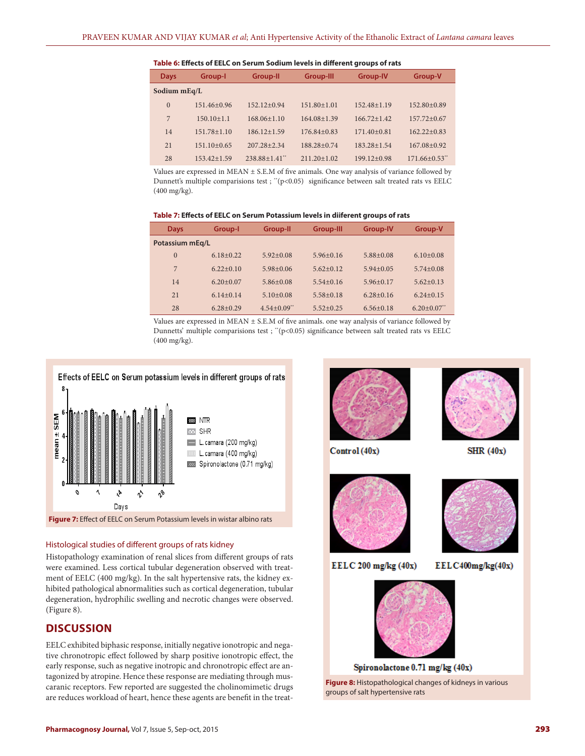**Table 6:** Effects of EELC on Serum Sodium levels in different groups of rats

| Days | Group-I | Group-II | Group-III | Group-IV | Group-V |
|---|---|---|---|---|---|
| Sodium mEq/L | | | | | |
| 0 | 151.46±0.96 | 152.12±0.94 | 151.80±1.01 | 152.48±1.19 | 152.80±0.89 |
| 7 | 150.10±1.1 | 168.06±1.10 | 164.08±1.39 | 166.72±1.42 | 157.72±0.67 |
| 14 | 151.78±1.10 | 186.12±1.59 | 176.84±0.83 | 171.40±0.81 | 162.22±0.83 |
| 21 | 151.10±0.65 | 207.28±2.34 | 188.28±0.74 | 183.28±1.54 | 167.08±0.92 |
| 28 | 153.42±1.59 | 238.88±1.41** | 211.20±1.02 | 199.12±0.98 | 171.66±0.53** |

Values are expressed in MEAN ± S.E.M of five animals. One way analysis of variance followed by Dunnett's multiple comparisions test ; **($p<0.05$) significance between salt treated rats vs EELC (400 mg/kg).

**Table 7:** Effects of EELC on Serum Potassium levels in diiferent groups of rats

| Days | Group-I | Group-II | Group-III | Group-IV | Group-V |
|---|---|---|---|---|---|
| Potassium mEq/L | | | | | |
| 0 | 6.18±0.22 | 5.92±0.08 | 5.96±0.16 | 5.88±0.08 | 6.10±0.08 |
| 7 | 6.22±0.10 | 5.98±0.06 | 5.62±0.12 | 5.94±0.05 | 5.74±0.08 |
| 14 | 6.20±0.07 | 5.86±0.08 | 5.54±0.16 | 5.96±0.17 | 5.62±0.13 |
| 21 | 6.14±0.14 | 5.10±0.08 | 5.58±0.18 | 6.28±0.16 | 6.24±0.15 |
| 28 | 6.28±0.29 | 4.54±0.09** | 5.52±0.25 | 6.56±0.18 | 6.20±0.07** |

Values are expressed in MEAN ± S.E.M of five animals. one way analysis of variance followed by Dunnetts' multiple comparisions test ; **($p<0.05$) significance between salt treated rats vs EELC (400 mg/kg).

**Figure 7:** Effect of EELC on Serum Potassium levels in wistar albino rats

### Histological studies of different groups of rats kidney

Histopathology examination of renal slices from different groups of rats were examined. Less cortical tubular degeneration observed with treatment of EELC (400 mg/kg). In the salt hypertensive rats, the kidney exhibited pathological abnormalities such as cortical degeneration, tubular degeneration, hydrophilic swelling and necrotic changes were observed. (Figure 8).

## DISCUSSION

EELC exhibited biphasic response, initially negative ionotropic and negative chronotropic effect followed by sharp positive ionotropic effect, the early response, such as negative inotropic and chronotropic effect are antagonized by atropine. Hence these response are mediating through muscaranic receptors. Few reported are suggested the cholinomimetic drugs are reduces workload of heart, hence these agents are benefit in the treat-

**Figure 8:** Histopathological changes of kidneys in various groups of salt hypertensive rats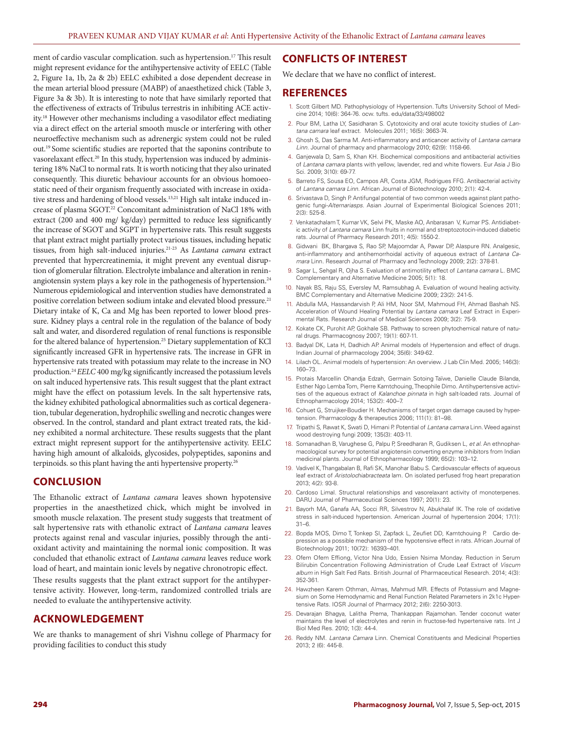ment of cardio vascular complication. such as hypertension.[17] This result might represent evidance for the antihypertensive activity of EELC (Table 2, Figure 1a, 1b, 2a & 2b) EELC exhibited a dose dependent decrease in the mean arterial blood pressure (MABP) of anaesthetized chick (Table 3, Figure 3a & 3b). It is interesting to note that have similarly reported that the effectiveness of extracts of Tribulus terrestris in inhibiting ACE activity.[18] However other mechanisms including a vasodilator effect mediating via a direct effect on the arterial smooth muscle or interfering with other neuroeffective mechanism such as adrenergic system could not be ruled out.[19] Some scientific studies are reported that the saponins contribute to vasorelaxant effect.[20] In this study, hypertension was induced by administering 18% NaCl to normal rats. It is worth noticing that they also urinated consequently. This diuretic behaviour accounts for an obvious homoeostatic need of their organism frequently associated with increase in oxidative stress and hardening of blood vessels.[13,21] High salt intake induced increase of plasma SGOT.[22] Concomitant administration of NaCl 18% with extract (200 and 400 mg/ kg/day) permitted to reduce less significantly the increase of SGOT and SGPT in hypertensive rats. This result suggests that plant extract might partially protect various tissues, including hepatic tissues, from high salt-induced injuries.[21-23] As *Lantana camara* extract prevented that hypercreatinemia, it might prevent any eventual disruption of glomerular filtration. Electrolyte imbalance and alteration in renin-angiotensin system plays a key role in the pathogenesis of hypertension.[24] Numerous epidemiological and intervention studies have demonstrated a positive correlation between sodium intake and elevated blood pressure.[21] Dietary intake of K, Ca and Mg has been reported to lower blood pressure. Kidney plays a central role in the regulation of the balance of body salt and water, and disordered regulation of renal functions is responsible for the altered balance of hypertension.[25] Dietary supplementation of KCl significantly increased GFR in hypertensive rats. The increase in GFR in hypertensive rats treated with potassium may relate to the increase in NO production.[24] *EELC* 400 mg/kg significantly increased the potassium levels on salt induced hypertensive rats. This result suggest that the plant extract might have the effect on potassium levels. In the salt hypertensive rats, the kidney exhibited pathological abnormalities such as cortical degeneration, tubular degeneration, hydrophilic swelling and necrotic changes were observed. In the control, standard and plant extract treated rats, the kidney exhibited a normal architecture. These results suggests that the plant extract might represent support for the antihypertensive activity. EELC having high amount of alkaloids, glycosides, polypeptides, saponins and terpinoids. so this plant having the anti hypertensive property.[26]

## CONCLUSION

The Ethanolic extract of *Lantana camara* leaves shown hypotensive properties in the anaesthetized chick, which might be involved in smooth muscle relaxation. The present study suggests that treatment of salt hypertensive rats with ethanolic extract of *Lantana camara* leaves protects against renal and vascular injuries, possibly through the antioxidant activity and maintaining the normal ionic composition. It was concluded that ethanolic extract of *Lantana camara* leaves reduce work load of heart, and maintain ionic levels by negative chronotropic effect.

These results suggests that the plant extract support for the antihypertensive activity. However, long-term, randomized controlled trials are needed to evaluate the antihypertensive activity.

## ACKNOWLEDGEMENT

We are thanks to management of shri Vishnu college of Pharmacy for providing facilities to conduct this study

## CONFLICTS OF INTEREST

We declare that we have no conflict of interest.

## REFERENCES

1. Scott Gilbert MD. Pathophysiology of Hypertension. Tufts University School of Medicine 2014; 10(6): 364-76. ocw. tufts. edu/data/33/498002
2. Pour BM, Latha LY, Sasidharan S. Cytotoxicity and oral acute toxicity studies of *Lantana camara* leaf extract. Molecules 2011; 16(5): 3663-74.
3. Ghosh S, Das Sarma M. Anti-inflammatory and anticancer activity of *Lantana camara Linn.* Journal of pharmacy and pharmacology 2010; 62(9): 1158-66.
4. Ganjewala D, Sam S, Khan KH. Biochemical compositions and antibacterial activities of *Lantana camara* plants with yellow, lavender, red and white flowers. Eur Asia J Bio Sci. 2009; 3(10): 69-77.
5. Barreto FS, Sousa EO, Campos AR, Costa JGM, Rodrigues FFG. Antibacterial activity of *Lantana camara Linn.* African Journal of Biotechnology 2010; 2(1): 42-4.
6. Srivastava D, Singh P. Antifungal potential of two common weeds against plant pathogenic fungi-*Alternariasps.* Asian Journal of Experimental Biological Sciences 2011; 2(3): 525-8.
7. Venkatachalam T, Kumar VK, Selvi PK, Maske AO, Anbarasan V, Kumar PS. Antidiabetic activity of *Lantana camara* Linn fruits in normal and streptozotocin-induced diabetic rats. Journal of Pharmacy Research 2011; 4(5): 1550-2.
8. Gidwani BK, Bhargava S, Rao SP, Majoomdar A, Pawar DP, Alaspure RN. Analgesic, anti-inflammatory and antihemorrhoidal activity of aqueous extract of *Lantana Camara* Linn. Research Journal of Pharmacy and Technology 2009; 2(2): 378-81.
9. Sagar L, Sehgal R, Ojha S. Evaluation of antimotility effect of *Lantana camara* L. BMC Complementary and Alternative Medicine 2005; 5(1): 18.
10. Nayak BS, Raju SS, Eversley M, Ramsubhag A. Evaluation of wound healing activity. BMC Complementary and Alternative Medicine 2009; 23(2): 241-5.
11. Abdulla MA, Hassandarvish P, Ali HM, Noor SM, Mahmoud FH, Ahmad Bashah NS. Acceleration of Wound Healing Potential by *Lantana camara* Leaf Extract in Experimental Rats. Research Journal of Medical Sciences 2009; 3(2): 75-9.
12. Kokate CK, Purohit AP, Gokhale SB. Pathway to screen phytochemical nature of natural drugs. Pharmacognosy 2007; 19(1): 607-11.
13. Badyal DK, Lata H, Dadhich AP. Animal models of Hypertension and effect of drugs. Indian Journal of pharmacology 2004; 35(6): 349-62.
14. Lilach OL. Animal models of hypertension: An overview. J Lab Clin Med. 2005; 146(3): 160–73.
15. Protais Marcellin Ohandja Edzah, Germain Sotoing Taïwe, Danielle Claude Bilanda, Esther Ngo Lemba Tom, Pierre Kamtchouing, Theophile Dimo. Antihypertensive activities of the aqueous extract of *Kalanchoe pinnata* in high salt-loaded rats. Journal of Ethnopharmacology 2014; 153(2): 400–7.
16. Cohuet G, Struijker-Boudier H. Mechanisms of target organ damage caused by hypertension. Pharmacology & therapeutics 2006; 111(1): 81–98.
17. Tripathi S, Rawat K, Swati D, Himani P. Potential of *Lantana camara* Linn. Weed against wood destroying fungi 2009; 135(3): 403-11.
18. Somanadhan B, Varughese G, Palpu P, Sreedharan R, Gudiksen L, *et al.* An ethnopharmacological survey for potential angiotensin converting enzyme inhibitors from Indian medicinal plants. Journal of Ethnopharmacology 1999; 65(2): 103–12.
19. Vadivel K, Thangabalan B, Rafi SK, Manohar Babu S. Cardiovascular effects of aqueous leaf extract of *Aristolochiabracteata* lam. On isolated perfused frog heart preparation 2013; 4(2): 93-8.
20. Cardoso Limal. Structural relationships and vasorelaxant activity of monoterpenes. DARU Journal of Pharmaceutical Sciences 1997; 20(1): 23.
21. Bayorh MA, Ganafa AA, Socci RR, Silvestrov N, Abukhalaf IK. The role of oxidative stress in salt-induced hypertension. American Journal of hypertension 2004; 17(1): 31–6.
22. Bopda MOS, Dimo T, Tonkep SI, Zapfack L, Zeufiet DD, Kamtchouing P. Cardio depression as a possible mechanism of the hypotensive effect in rats. African Journal of Biotechnology 2011; 10(72): 16393–401.
23. Ofem Ofem Effiong, Victor Nna Udo, Essien Nsima Monday. Reduction in Serum Bilirubin Concentration Following Administration of Crude Leaf Extract of *Viscum album* in High Salt Fed Rats. British Journal of Pharmaceutical Research. 2014; 4(3): 352-361.
24. Hawzheen Karem Othman, Almas, Mahmud MR. Effects of Potassium and Magnesium on Some Hemodynamic and Renal Function Related Parameters in 2k1c Hypertensive Rats. IOSR Journal of Pharmacy 2012; 2(6): 2250-3013.
25. Devarajan Bhagya, Lalitha Prema, Thankappan Rajamohan. Tender coconut water maintains the level of electrolytes and renin in fructose-fed hypertensive rats. Int J Biol Med Res. 2010; 1(3): 44-4.
26. Reddy NM. *Lantana Camara* Linn. Chemical Constituents and Medicinal Properties 2013; 2 (6): 445-8.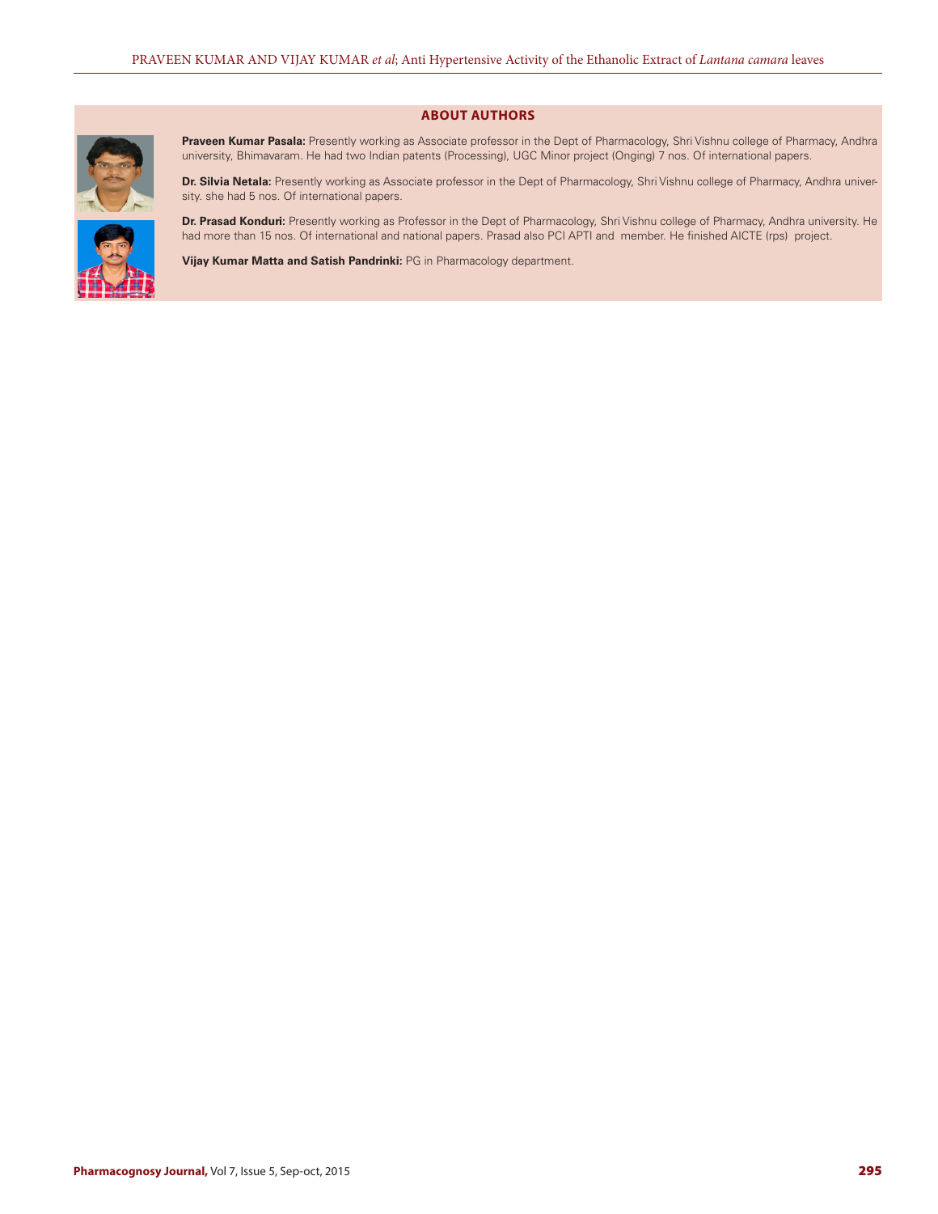## ABOUT AUTHORS

**Praveen Kumar Pasala:** Presently working as Associate professor in the Dept of Pharmacology, Shri Vishnu college of Pharmacy, Andhra university, Bhimavaram. He had two Indian patents (Processing), UGC Minor project (Onging) 7 nos. Of international papers.

**Dr. Silvia Netala:** Presently working as Associate professor in the Dept of Pharmacology, Shri Vishnu college of Pharmacy, Andhra university. she had 5 nos. Of international papers.

**Dr. Prasad Konduri:** Presently working as Professor in the Dept of Pharmacology, Shri Vishnu college of Pharmacy, Andhra university. He had more than 15 nos. Of international and national papers. Prasad also PCI APTI and member. He finished AICTE (rps) project.

**Vijay Kumar Matta and Satish Pandrinki:** PG in Pharmacology department.